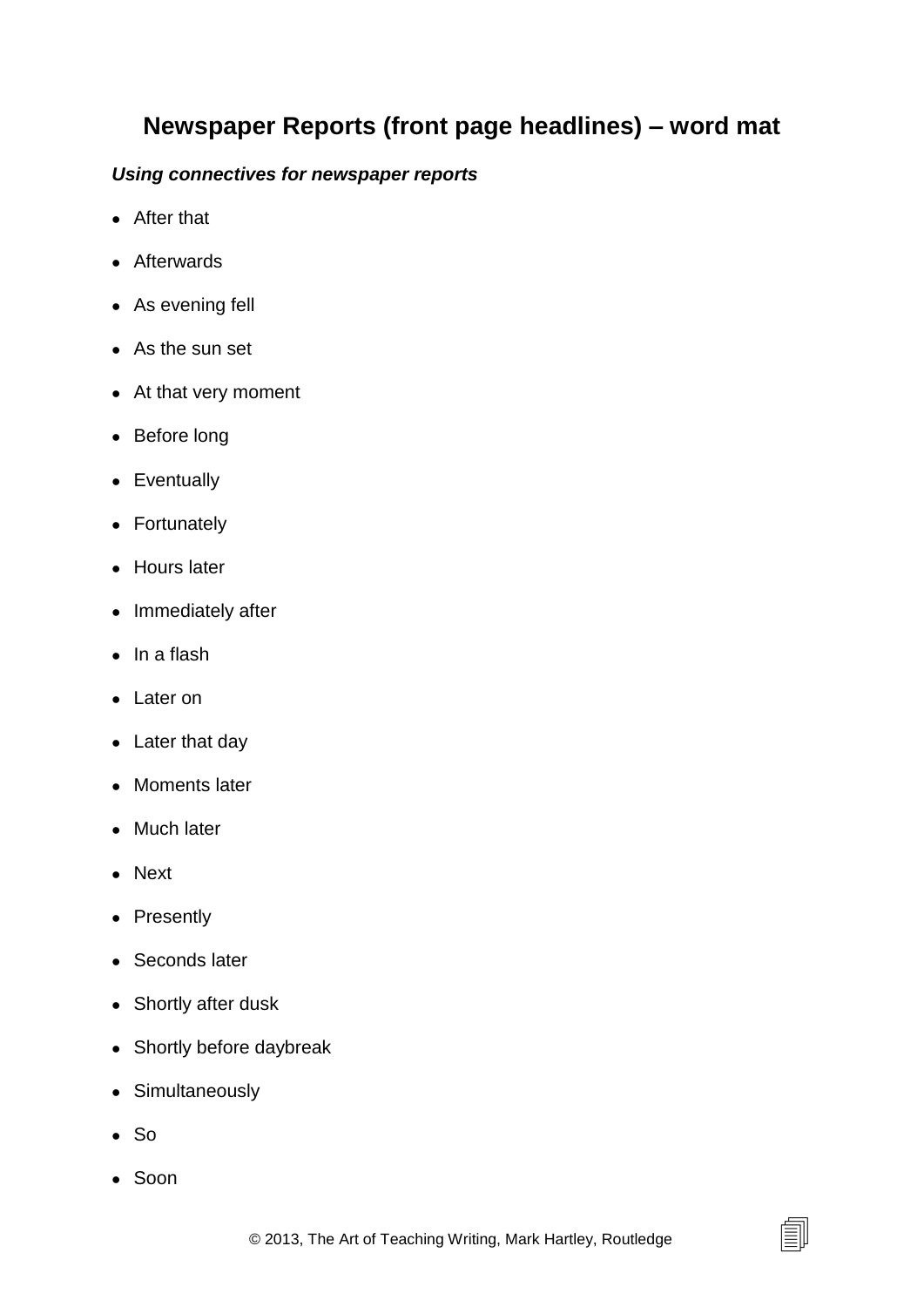# Newspaper Reports (front page headlines) – word mat

***Using connectives for newspaper reports***

- After that
- Afterwards
- As evening fell
- As the sun set
- At that very moment
- Before long
- Eventually
- Fortunately
- Hours later
- Immediately after
- In a flash
- Later on
- Later that day
- Moments later
- Much later
- Next
- Presently
- Seconds later
- Shortly after dusk
- Shortly before daybreak
- Simultaneously
- So
- Soon

© 2013, The Art of Teaching Writing, Mark Hartley, Routledge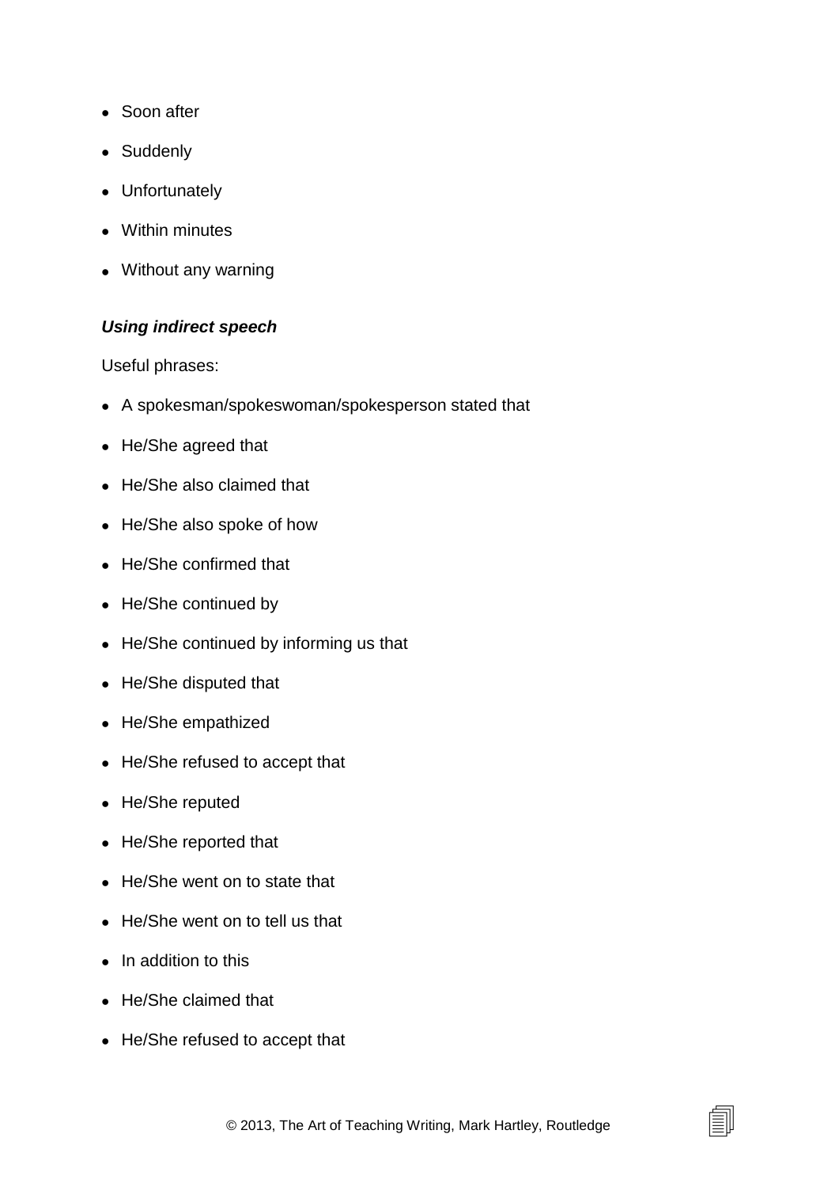- Soon after
- Suddenly
- Unfortunately
- Within minutes
- Without any warning

***Using indirect speech***

Useful phrases:

- A spokesman/spokeswoman/spokesperson stated that
- He/She agreed that
- He/She also claimed that
- He/She also spoke of how
- He/She confirmed that
- He/She continued by
- He/She continued by informing us that
- He/She disputed that
- He/She empathized
- He/She refused to accept that
- He/She reputed
- He/She reported that
- He/She went on to state that
- He/She went on to tell us that
- In addition to this
- He/She claimed that
- He/She refused to accept that

© 2013, The Art of Teaching Writing, Mark Hartley, Routledge